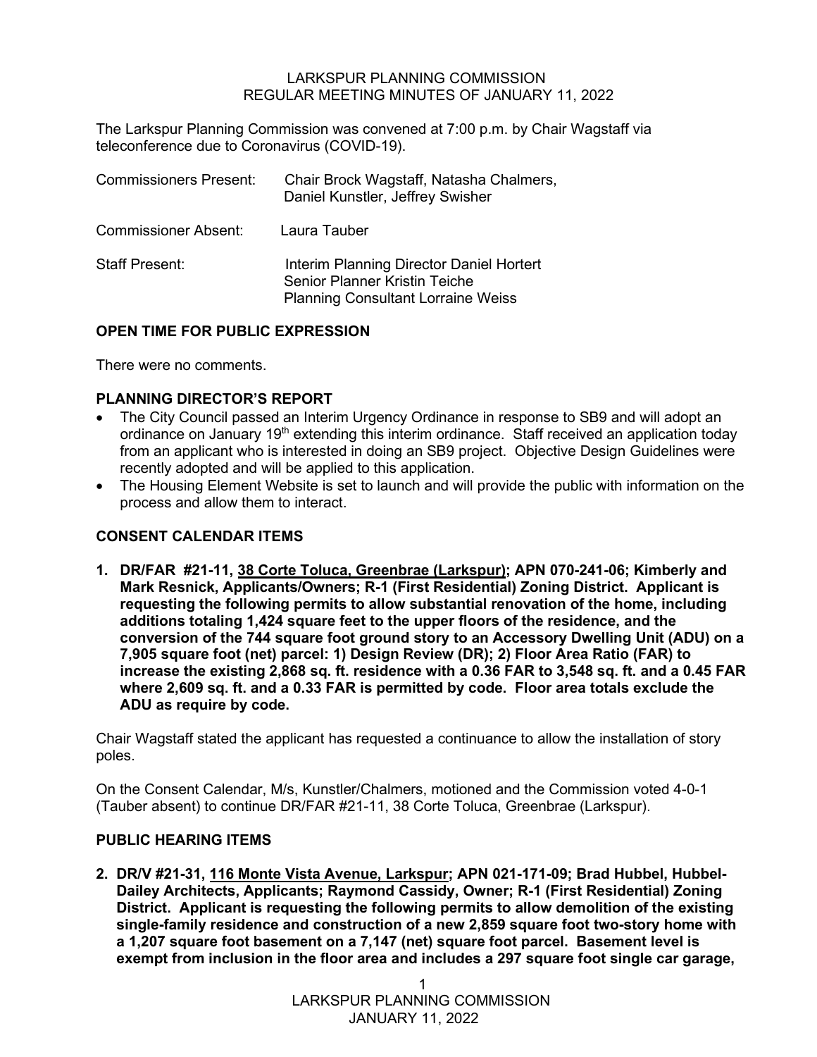LARKSPUR PLANNING COMMISSION
REGULAR MEETING MINUTES OF JANUARY 11, 2022

The Larkspur Planning Commission was convened at 7:00 p.m. by Chair Wagstaff via teleconference due to Coronavirus (COVID-19).

| | |
|---|---|
| Commissioners Present: | Chair Brock Wagstaff, Natasha Chalmers, Daniel Kunstler, Jeffrey Swisher |
| Commissioner Absent: | Laura Tauber |
| Staff Present: | Interim Planning Director Daniel Hortert<br>Senior Planner Kristin Teiche<br>Planning Consultant Lorraine Weiss |

## OPEN TIME FOR PUBLIC EXPRESSION

There were no comments.

## PLANNING DIRECTOR'S REPORT

- The City Council passed an Interim Urgency Ordinance in response to SB9 and will adopt an ordinance on January 19th extending this interim ordinance. Staff received an application today from an applicant who is interested in doing an SB9 project. Objective Design Guidelines were recently adopted and will be applied to this application.
- The Housing Element Website is set to launch and will provide the public with information on the process and allow them to interact.

## CONSENT CALENDAR ITEMS

**1. DR/FAR #21-11, <u>38 Corte Toluca, Greenbrae (Larkspur)</u>; APN 070-241-06; Kimberly and Mark Resnick, Applicants/Owners; R-1 (First Residential) Zoning District. Applicant is requesting the following permits to allow substantial renovation of the home, including additions totaling 1,424 square feet to the upper floors of the residence, and the conversion of the 744 square foot ground story to an Accessory Dwelling Unit (ADU) on a 7,905 square foot (net) parcel: 1) Design Review (DR); 2) Floor Area Ratio (FAR) to increase the existing 2,868 sq. ft. residence with a 0.36 FAR to 3,548 sq. ft. and a 0.45 FAR where 2,609 sq. ft. and a 0.33 FAR is permitted by code. Floor area totals exclude the ADU as require by code.**

Chair Wagstaff stated the applicant has requested a continuance to allow the installation of story poles.

On the Consent Calendar, M/s, Kunstler/Chalmers, motioned and the Commission voted 4-0-1 (Tauber absent) to continue DR/FAR #21-11, 38 Corte Toluca, Greenbrae (Larkspur).

## PUBLIC HEARING ITEMS

**2. DR/V #21-31, <u>116 Monte Vista Avenue, Larkspur</u>; APN 021-171-09; Brad Hubbel, Hubbel-Dailey Architects, Applicants; Raymond Cassidy, Owner; R-1 (First Residential) Zoning District. Applicant is requesting the following permits to allow demolition of the existing single-family residence and construction of a new 2,859 square foot two-story home with a 1,207 square foot basement on a 7,147 (net) square foot parcel. Basement level is exempt from inclusion in the floor area and includes a 297 square foot single car garage,**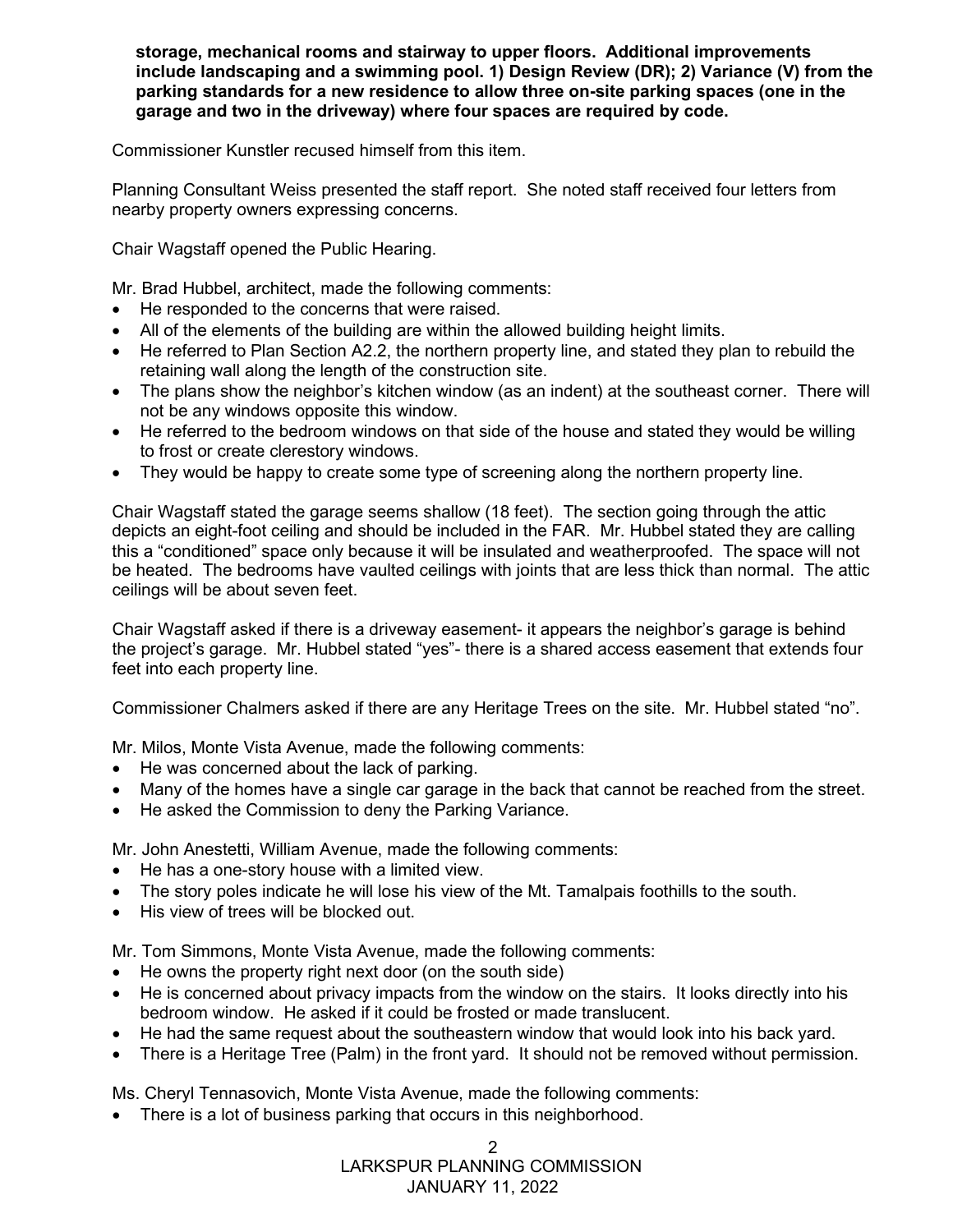**storage, mechanical rooms and stairway to upper floors. Additional improvements include landscaping and a swimming pool. 1) Design Review (DR); 2) Variance (V) from the parking standards for a new residence to allow three on-site parking spaces (one in the garage and two in the driveway) where four spaces are required by code.**

Commissioner Kunstler recused himself from this item.

Planning Consultant Weiss presented the staff report. She noted staff received four letters from nearby property owners expressing concerns.

Chair Wagstaff opened the Public Hearing.

Mr. Brad Hubbel, architect, made the following comments:

- He responded to the concerns that were raised.
- All of the elements of the building are within the allowed building height limits.
- He referred to Plan Section A2.2, the northern property line, and stated they plan to rebuild the retaining wall along the length of the construction site.
- The plans show the neighbor's kitchen window (as an indent) at the southeast corner. There will not be any windows opposite this window.
- He referred to the bedroom windows on that side of the house and stated they would be willing to frost or create clerestory windows.
- They would be happy to create some type of screening along the northern property line.

Chair Wagstaff stated the garage seems shallow (18 feet). The section going through the attic depicts an eight-foot ceiling and should be included in the FAR. Mr. Hubbel stated they are calling this a "conditioned" space only because it will be insulated and weatherproofed. The space will not be heated. The bedrooms have vaulted ceilings with joints that are less thick than normal. The attic ceilings will be about seven feet.

Chair Wagstaff asked if there is a driveway easement- it appears the neighbor's garage is behind the project's garage. Mr. Hubbel stated "yes"- there is a shared access easement that extends four feet into each property line.

Commissioner Chalmers asked if there are any Heritage Trees on the site. Mr. Hubbel stated "no".

Mr. Milos, Monte Vista Avenue, made the following comments:

- He was concerned about the lack of parking.
- Many of the homes have a single car garage in the back that cannot be reached from the street.
- He asked the Commission to deny the Parking Variance.

Mr. John Anestetti, William Avenue, made the following comments:

- He has a one-story house with a limited view.
- The story poles indicate he will lose his view of the Mt. Tamalpais foothills to the south.
- His view of trees will be blocked out.

Mr. Tom Simmons, Monte Vista Avenue, made the following comments:

- He owns the property right next door (on the south side)
- He is concerned about privacy impacts from the window on the stairs. It looks directly into his bedroom window. He asked if it could be frosted or made translucent.
- He had the same request about the southeastern window that would look into his back yard.
- There is a Heritage Tree (Palm) in the front yard. It should not be removed without permission.

Ms. Cheryl Tennasovich, Monte Vista Avenue, made the following comments:

- There is a lot of business parking that occurs in this neighborhood.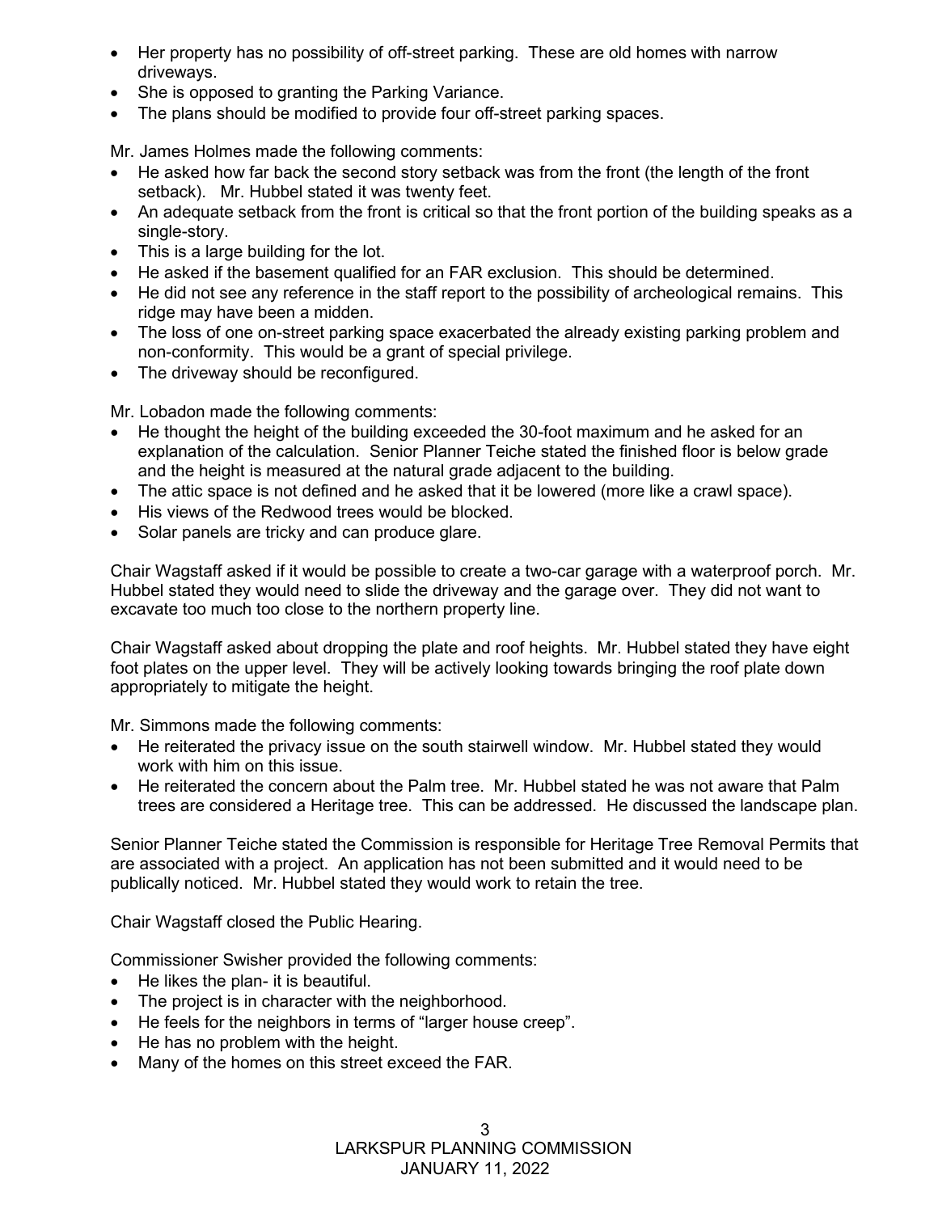- Her property has no possibility of off-street parking. These are old homes with narrow driveways.
- She is opposed to granting the Parking Variance.
- The plans should be modified to provide four off-street parking spaces.

Mr. James Holmes made the following comments:

- He asked how far back the second story setback was from the front (the length of the front setback). Mr. Hubbel stated it was twenty feet.
- An adequate setback from the front is critical so that the front portion of the building speaks as a single-story.
- This is a large building for the lot.
- He asked if the basement qualified for an FAR exclusion. This should be determined.
- He did not see any reference in the staff report to the possibility of archeological remains. This ridge may have been a midden.
- The loss of one on-street parking space exacerbated the already existing parking problem and non-conformity. This would be a grant of special privilege.
- The driveway should be reconfigured.

Mr. Lobadon made the following comments:

- He thought the height of the building exceeded the 30-foot maximum and he asked for an explanation of the calculation. Senior Planner Teiche stated the finished floor is below grade and the height is measured at the natural grade adjacent to the building.
- The attic space is not defined and he asked that it be lowered (more like a crawl space).
- His views of the Redwood trees would be blocked.
- Solar panels are tricky and can produce glare.

Chair Wagstaff asked if it would be possible to create a two-car garage with a waterproof porch. Mr. Hubbel stated they would need to slide the driveway and the garage over. They did not want to excavate too much too close to the northern property line.

Chair Wagstaff asked about dropping the plate and roof heights. Mr. Hubbel stated they have eight foot plates on the upper level. They will be actively looking towards bringing the roof plate down appropriately to mitigate the height.

Mr. Simmons made the following comments:

- He reiterated the privacy issue on the south stairwell window. Mr. Hubbel stated they would work with him on this issue.
- He reiterated the concern about the Palm tree. Mr. Hubbel stated he was not aware that Palm trees are considered a Heritage tree. This can be addressed. He discussed the landscape plan.

Senior Planner Teiche stated the Commission is responsible for Heritage Tree Removal Permits that are associated with a project. An application has not been submitted and it would need to be publically noticed. Mr. Hubbel stated they would work to retain the tree.

Chair Wagstaff closed the Public Hearing.

Commissioner Swisher provided the following comments:

- He likes the plan- it is beautiful.
- The project is in character with the neighborhood.
- He feels for the neighbors in terms of "larger house creep".
- He has no problem with the height.
- Many of the homes on this street exceed the FAR.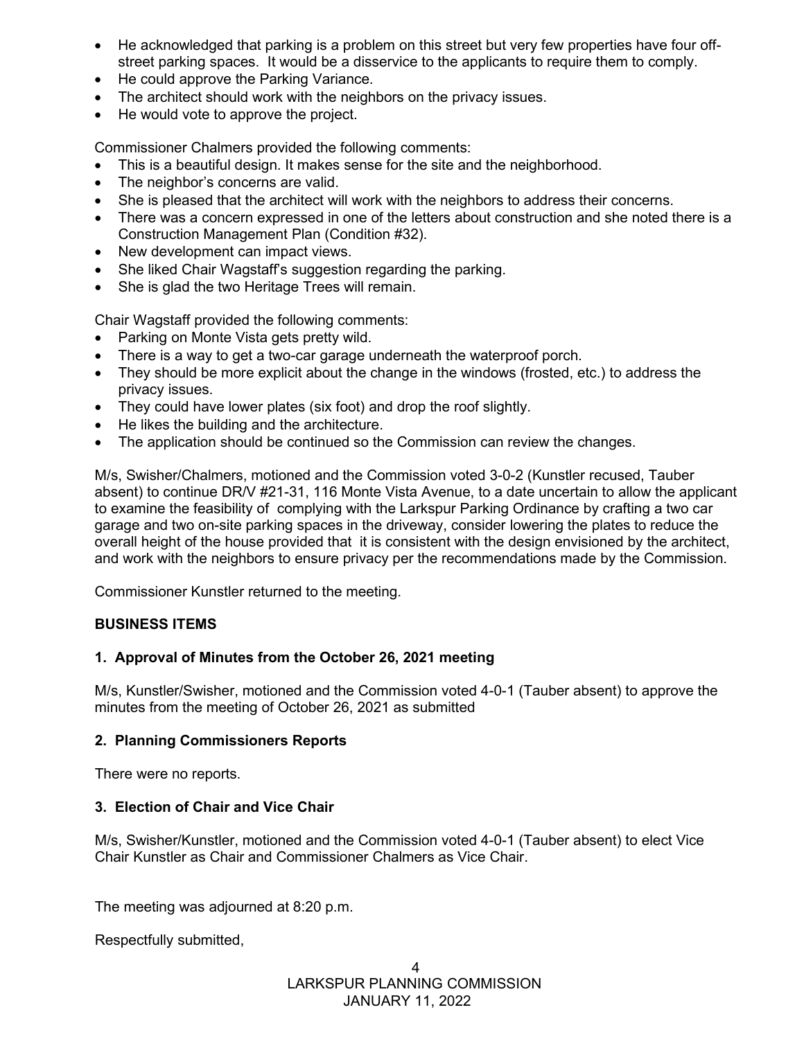- He acknowledged that parking is a problem on this street but very few properties have four off-street parking spaces. It would be a disservice to the applicants to require them to comply.
- He could approve the Parking Variance.
- The architect should work with the neighbors on the privacy issues.
- He would vote to approve the project.

Commissioner Chalmers provided the following comments:

- This is a beautiful design. It makes sense for the site and the neighborhood.
- The neighbor's concerns are valid.
- She is pleased that the architect will work with the neighbors to address their concerns.
- There was a concern expressed in one of the letters about construction and she noted there is a Construction Management Plan (Condition #32).
- New development can impact views.
- She liked Chair Wagstaff's suggestion regarding the parking.
- She is glad the two Heritage Trees will remain.

Chair Wagstaff provided the following comments:

- Parking on Monte Vista gets pretty wild.
- There is a way to get a two-car garage underneath the waterproof porch.
- They should be more explicit about the change in the windows (frosted, etc.) to address the privacy issues.
- They could have lower plates (six foot) and drop the roof slightly.
- He likes the building and the architecture.
- The application should be continued so the Commission can review the changes.

M/s, Swisher/Chalmers, motioned and the Commission voted 3-0-2 (Kunstler recused, Tauber absent) to continue DR/V #21-31, 116 Monte Vista Avenue, to a date uncertain to allow the applicant to examine the feasibility of complying with the Larkspur Parking Ordinance by crafting a two car garage and two on-site parking spaces in the driveway, consider lowering the plates to reduce the overall height of the house provided that it is consistent with the design envisioned by the architect, and work with the neighbors to ensure privacy per the recommendations made by the Commission.

Commissioner Kunstler returned to the meeting.

**BUSINESS ITEMS**

**1. Approval of Minutes from the October 26, 2021 meeting**

M/s, Kunstler/Swisher, motioned and the Commission voted 4-0-1 (Tauber absent) to approve the minutes from the meeting of October 26, 2021 as submitted

**2. Planning Commissioners Reports**

There were no reports.

**3. Election of Chair and Vice Chair**

M/s, Swisher/Kunstler, motioned and the Commission voted 4-0-1 (Tauber absent) to elect Vice Chair Kunstler as Chair and Commissioner Chalmers as Vice Chair.

The meeting was adjourned at 8:20 p.m.

Respectfully submitted,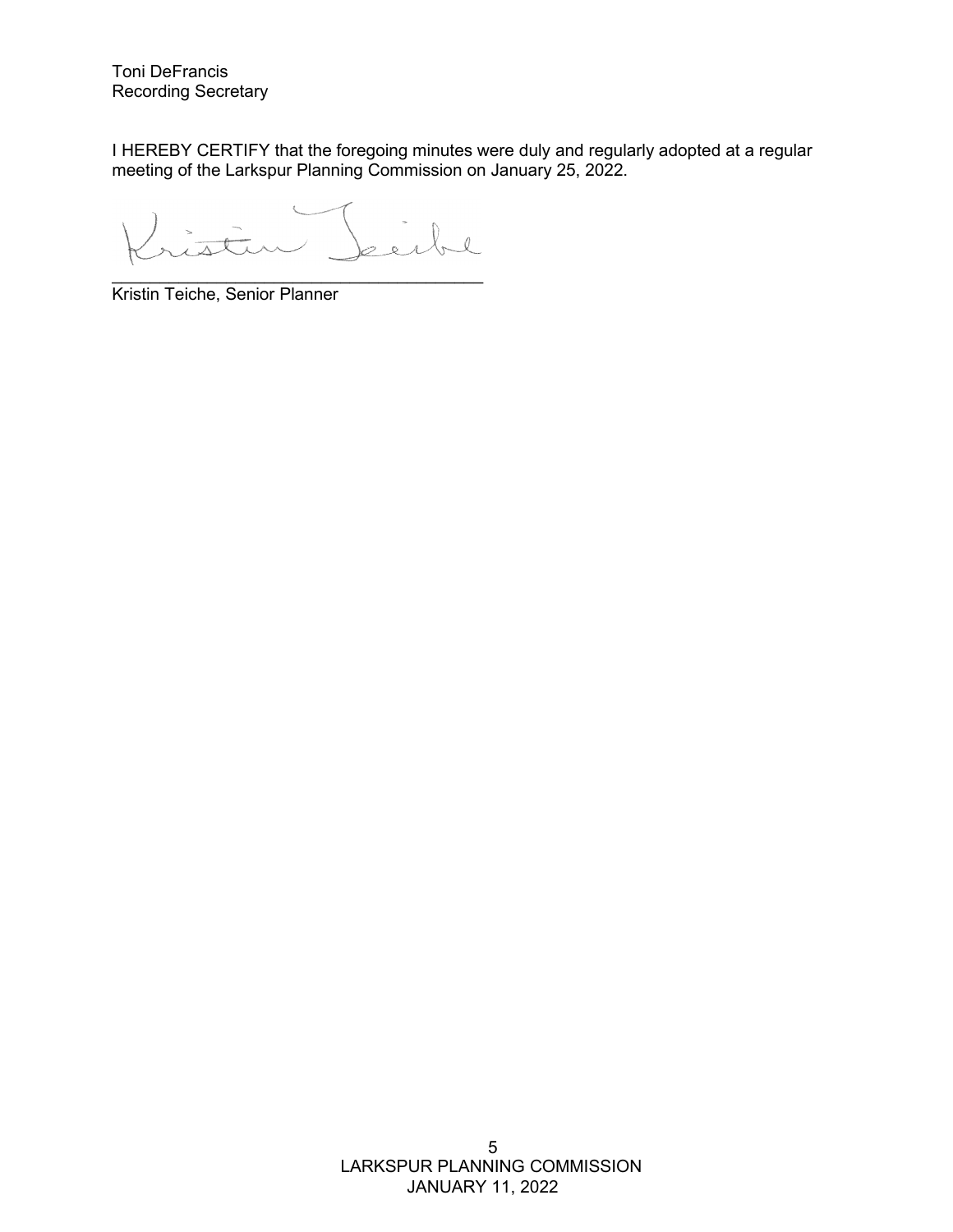Toni DeFrancis
Recording Secretary

I HEREBY CERTIFY that the foregoing minutes were duly and regularly adopted at a regular meeting of the Larkspur Planning Commission on January 25, 2022.

\_\_\_\_\_\_\_\_\_\_\_\_\_\_\_\_\_\_\_\_\_\_\_\_\_\_\_\_\_\_\_\_\_\_\_\_\_\_

Kristin Teiche, Senior Planner